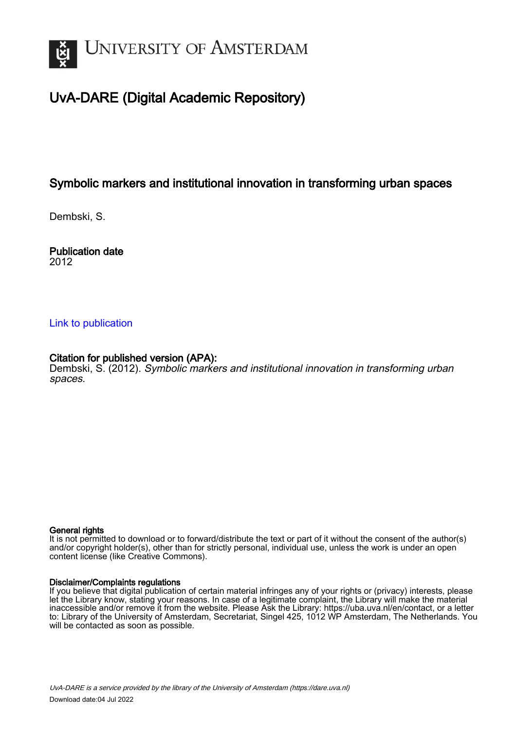# UvA-DARE (Digital Academic Repository)

## Symbolic markers and institutional innovation in transforming urban spaces

Dembski, S.

**Publication date**
2012

Link to publication

**Citation for published version (APA):**
Dembski, S. (2012). *Symbolic markers and institutional innovation in transforming urban spaces*.

**General rights**
It is not permitted to download or to forward/distribute the text or part of it without the consent of the author(s) and/or copyright holder(s), other than for strictly personal, individual use, unless the work is under an open content license (like Creative Commons).

**Disclaimer/Complaints regulations**
If you believe that digital publication of certain material infringes any of your rights or (privacy) interests, please let the Library know, stating your reasons. In case of a legitimate complaint, the Library will make the material inaccessible and/or remove it from the website. Please Ask the Library: https://uba.uva.nl/en/contact, or a letter to: Library of the University of Amsterdam, Secretariat, Singel 425, 1012 WP Amsterdam, The Netherlands. You will be contacted as soon as possible.

*UvA-DARE is a service provided by the library of the University of Amsterdam (https://dare.uva.nl)*

Download date:04 Jul 2022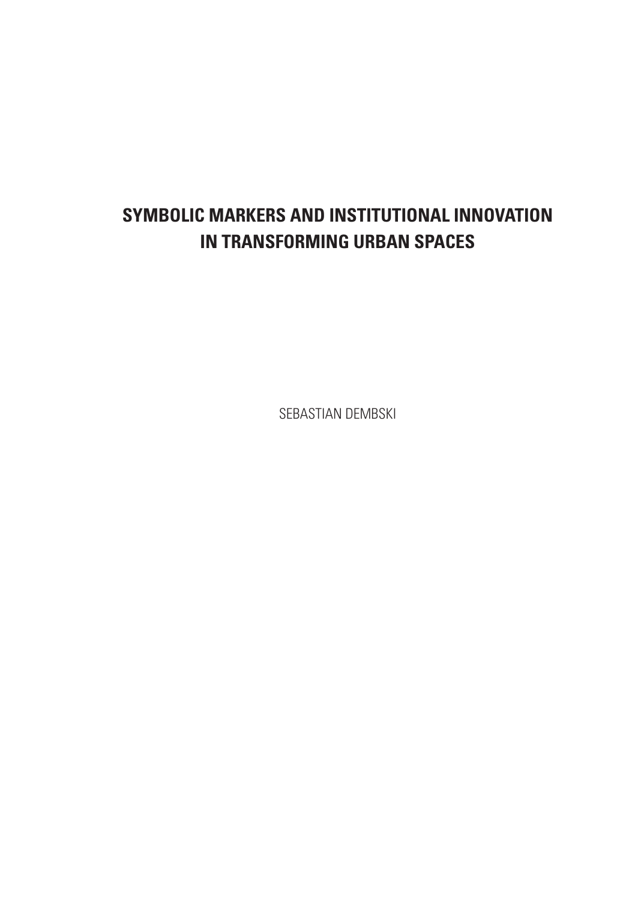# SYMBOLIC MARKERS AND INSTITUTIONAL INNOVATION IN TRANSFORMING URBAN SPACES

SEBASTIAN DEMBSKI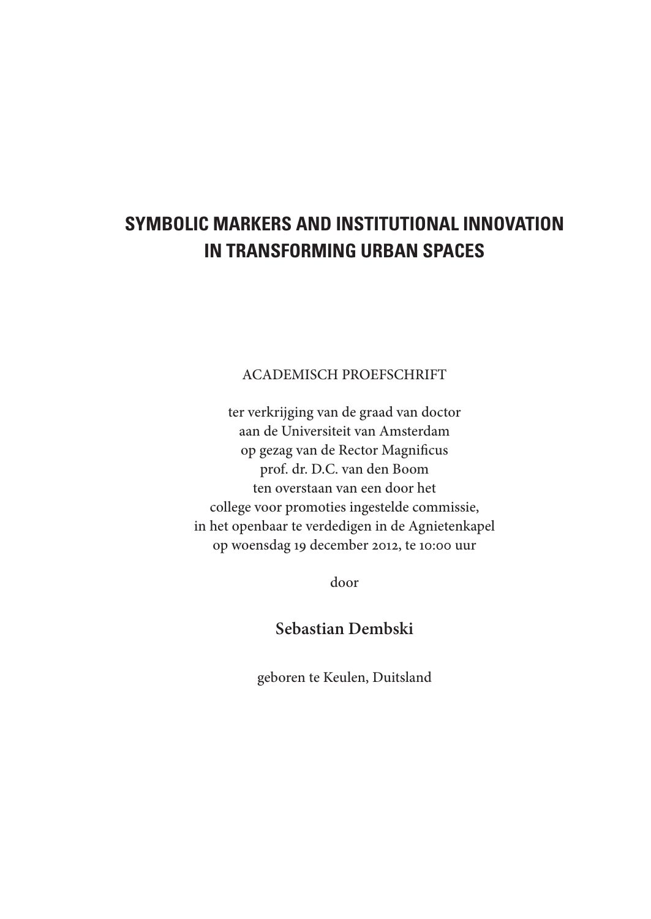# SYMBOLIC MARKERS AND INSTITUTIONAL INNOVATION IN TRANSFORMING URBAN SPACES

ACADEMISCH PROEFSCHRIFT

ter verkrijging van de graad van doctor
aan de Universiteit van Amsterdam
op gezag van de Rector Magnificus
prof. dr. D.C. van den Boom
ten overstaan van een door het
college voor promoties ingestelde commissie,
in het openbaar te verdedigen in de Agnietenkapel
op woensdag 19 december 2012, te 10:00 uur

door

**Sebastian Dembski**

geboren te Keulen, Duitsland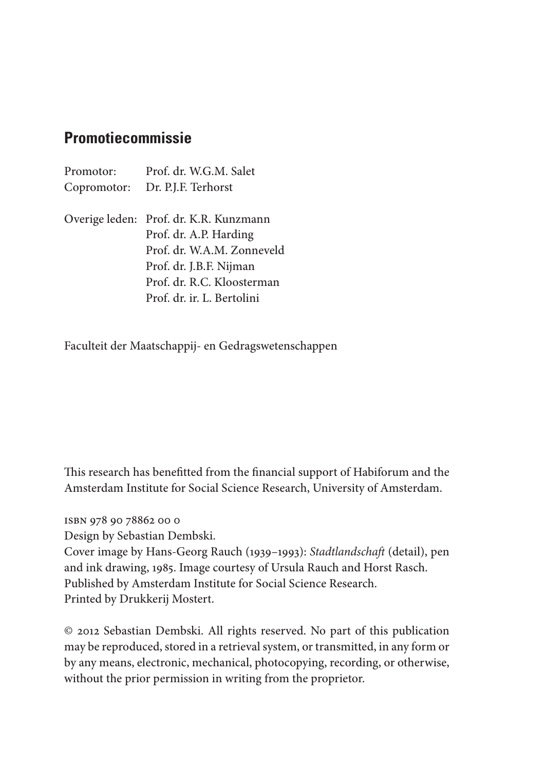## Promotiecommissie

| | |
|---|---|
| Promotor: | Prof. dr. W.G.M. Salet |
| Copromotor: | Dr. P.J.F. Terhorst |
| | |
| Overige leden: | Prof. dr. K.R. Kunzmann |
| | Prof. dr. A.P. Harding |
| | Prof. dr. W.A.M. Zonneveld |
| | Prof. dr. J.B.F. Nijman |
| | Prof. dr. R.C. Kloosterman |
| | Prof. dr. ir. L. Bertolini |

Faculteit der Maatschappij- en Gedragswetenschappen

This research has benefitted from the financial support of Habiforum and the Amsterdam Institute for Social Science Research, University of Amsterdam.

ISBN 978 90 78862 00 0
Design by Sebastian Dembski.
Cover image by Hans-Georg Rauch (1939–1993): *Stadtlandschaft* (detail), pen and ink drawing, 1985. Image courtesy of Ursula Rauch and Horst Rasch.
Published by Amsterdam Institute for Social Science Research.
Printed by Drukkerij Mostert.

© 2012 Sebastian Dembski. All rights reserved. No part of this publication may be reproduced, stored in a retrieval system, or transmitted, in any form or by any means, electronic, mechanical, photocopying, recording, or otherwise, without the prior permission in writing from the proprietor.